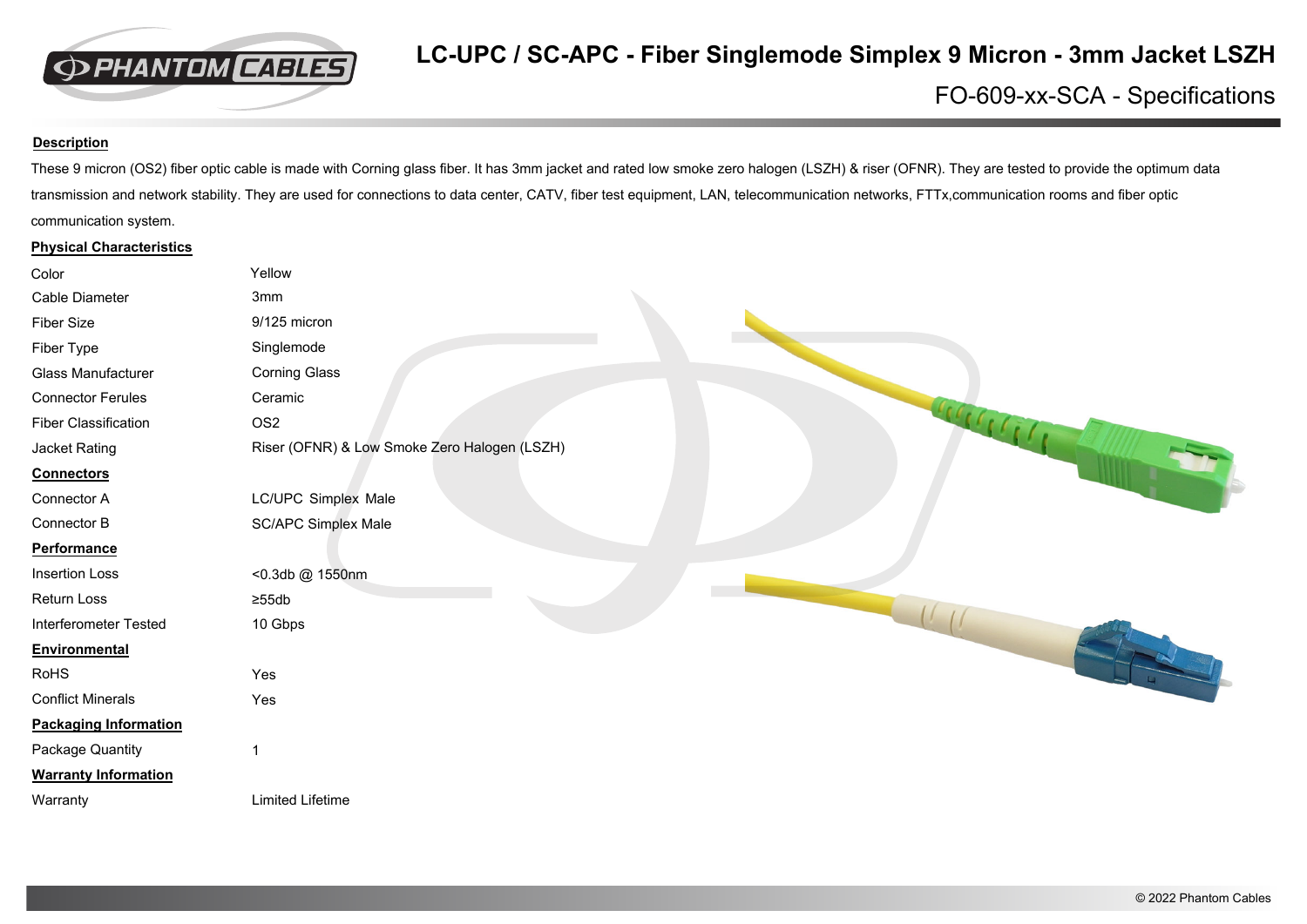# LC-UPC / SC-APC - Fiber Singlemode Simplex 9 Micron - 3mm Jacket LSZH

## FO-609-xx-SCA - Specifications

**Description**

These 9 micron (OS2) fiber optic cable is made with Corning glass fiber. It has 3mm jacket and rated low smoke zero halogen (LSZH) & riser (OFNR). They are tested to provide the optimum data transmission and network stability. They are used for connections to data center, CATV, fiber test equipment, LAN, telecommunication networks, FTTx,communication rooms and fiber optic communication system.

**Physical Characteristics**

| | |
|---|---|
| Color | Yellow |
| Cable Diameter | 3mm |
| Fiber Size | 9/125 micron |
| Fiber Type | Singlemode |
| Glass Manufacturer | Corning Glass |
| Connector Ferules | Ceramic |
| Fiber Classification | OS2 |
| Jacket Rating | Riser (OFNR) & Low Smoke Zero Halogen (LSZH) |

**Connectors**

| | |
|---|---|
| Connector A | LC/UPC Simplex Male |
| Connector B | SC/APC Simplex Male |

**Performance**

| | |
|---|---|
| Insertion Loss | <0.3db @ 1550nm |
| Return Loss | ≥55db |
| Interferometer Tested | 10 Gbps |

**Environmental**

| | |
|---|---|
| RoHS | Yes |
| Conflict Minerals | Yes |

**Packaging Information**

| | |
|---|---|
| Package Quantity | 1 |

**Warranty Information**

| | |
|---|---|
| Warranty | Limited Lifetime |

© 2022 Phantom Cables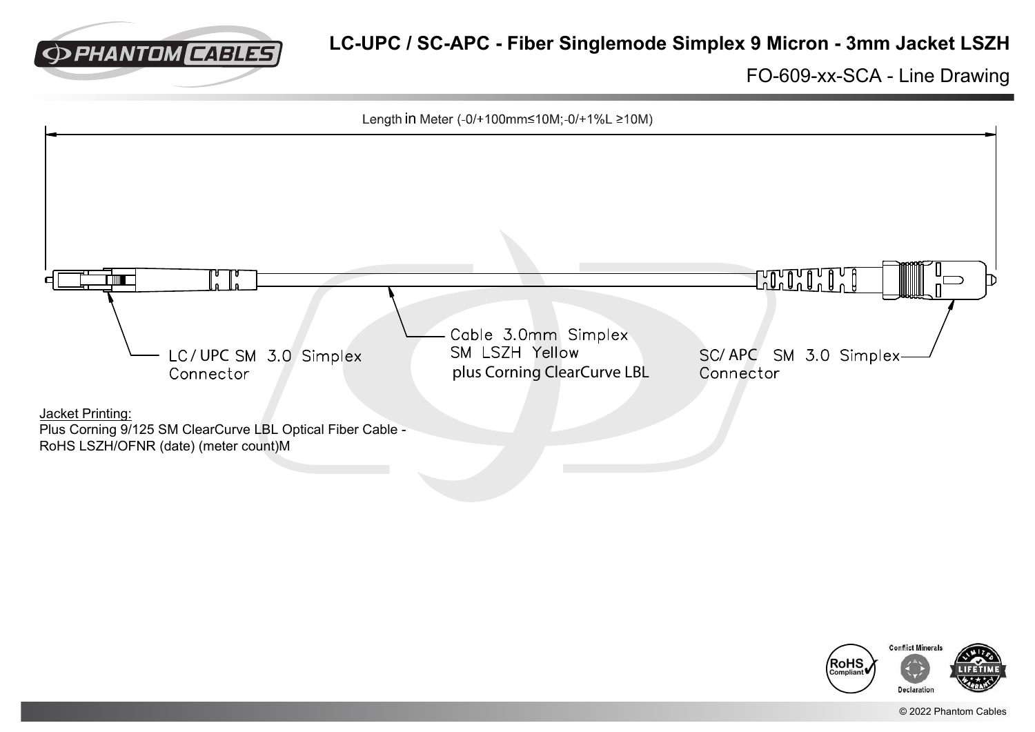# LC-UPC / SC-APC - Fiber Singlemode Simplex 9 Micron - 3mm Jacket LSZH

FO-609-xx-SCA - Line Drawing

Length in Meter (-0/+100mm≤10M;-0/+1%L ≥10M)

LC/UPC SM 3.0 Simplex Connector

Cable 3.0mm Simplex SM LSZH Yellow plus Corning ClearCurve LBL

SC/APC SM 3.0 Simplex Connector

Jacket Printing:
Plus Corning 9/125 SM ClearCurve LBL Optical Fiber Cable - RoHS LSZH/OFNR (date) (meter count)M

RoHS Compliant

Conflict Minerals Declaration

LIMITED LIFETIME WARRANTY

© 2022 Phantom Cables